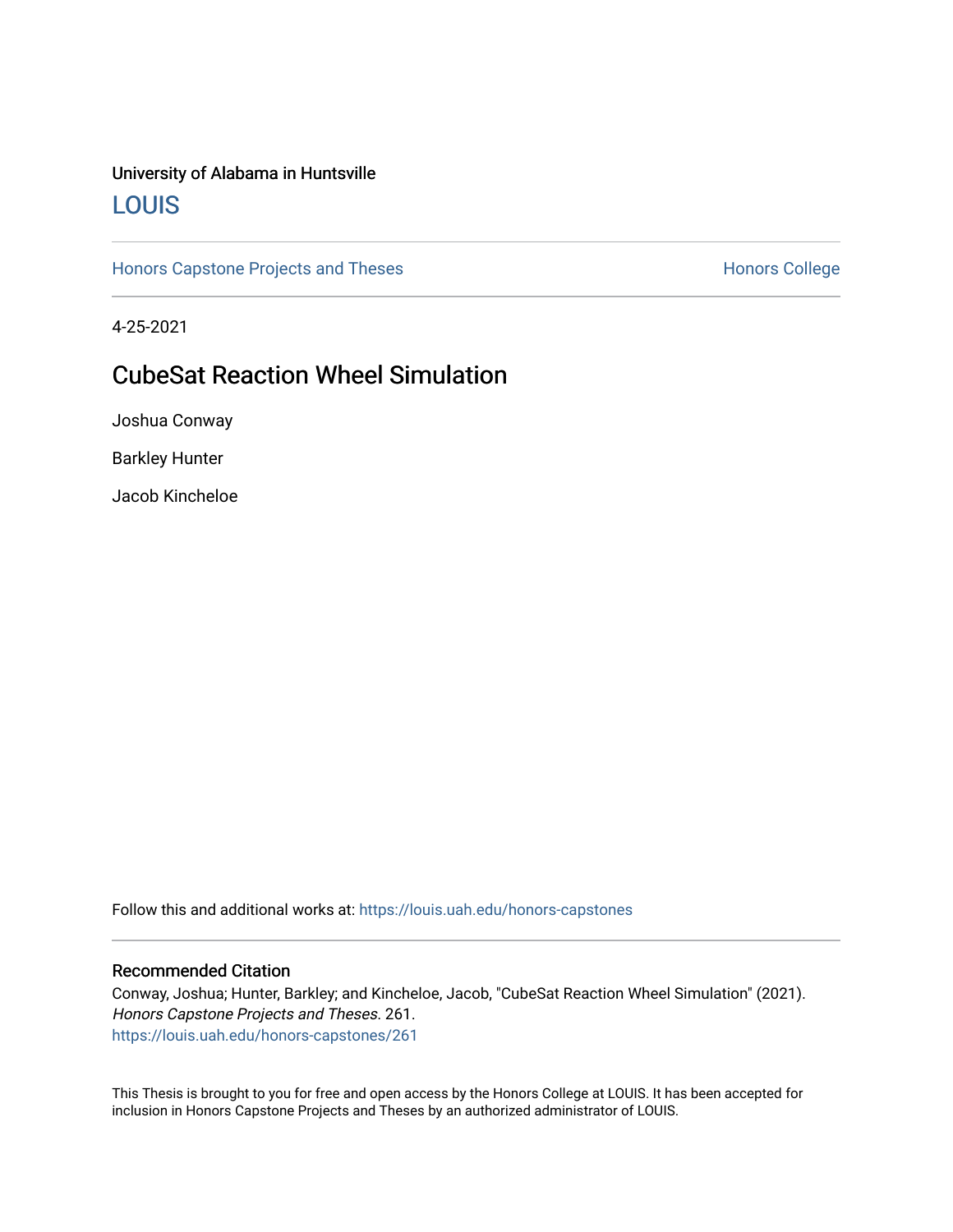University of Alabama in Huntsville

## LOUIS

Honors Capstone Projects and Theses

Honors College

4-25-2021

# CubeSat Reaction Wheel Simulation

Joshua Conway

Barkley Hunter

Jacob Kincheloe

Follow this and additional works at: https://louis.uah.edu/honors-capstones

### Recommended Citation

Conway, Joshua; Hunter, Barkley; and Kincheloe, Jacob, "CubeSat Reaction Wheel Simulation" (2021). *Honors Capstone Projects and Theses*. 261.
https://louis.uah.edu/honors-capstones/261

This Thesis is brought to you for free and open access by the Honors College at LOUIS. It has been accepted for inclusion in Honors Capstone Projects and Theses by an authorized administrator of LOUIS.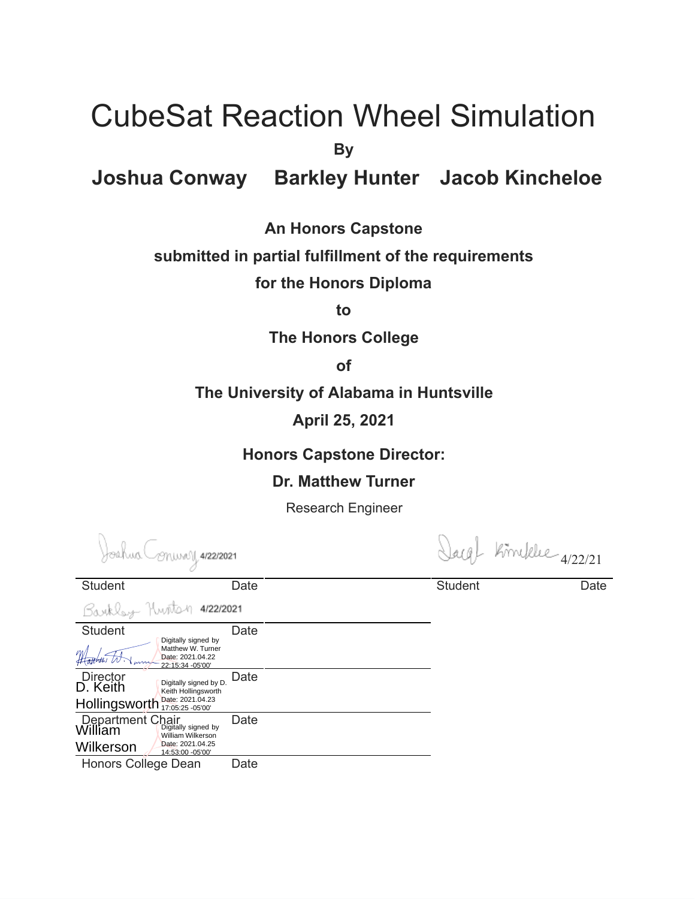# CubeSat Reaction Wheel Simulation

**By**

**Joshua Conway Barkley Hunter Jacob Kincheloe**

**An Honors Capstone**

**submitted in partial fulfillment of the requirements**

**for the Honors Diploma**

**to**

**The Honors College**

**of**

**The University of Alabama in Huntsville**

**April 25, 2021**

**Honors Capstone Director:**

**Dr. Matthew Turner**

Research Engineer

| | | |
|---|---|---|
| Joshua Conway 4/22/2021 | | Jacob Kincheloe 4/22/21 |
| Student Date | | Student Date |
| Barkley Hunter 4/22/2021 | | |
| Student Date | | |
| Digitally signed by Matthew W. Turner Date: 2021.04.22 22:15:34 -05'00' | | |
| Director Date | | |
| D. Keith Hollingsworth Digitally signed by D. Keith Hollingsworth Date: 2021.04.23 17:05:25 -05'00' | | |
| Department Chair Date | | |
| William Wilkerson Digitally signed by William Wilkerson Date: 2021.04.25 14:53:00 -05'00' | | |
| Honors College Dean Date | | |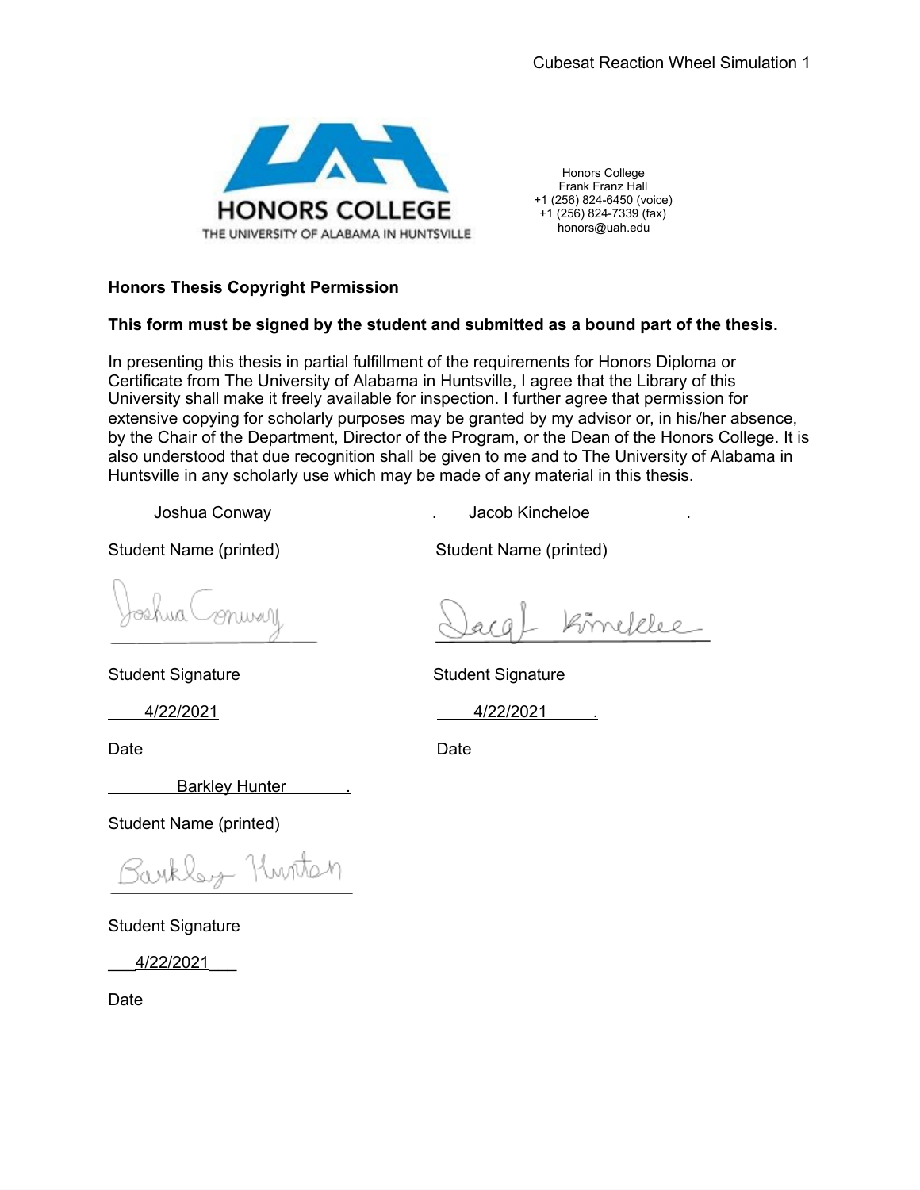Honors College
Frank Franz Hall
+1 (256) 824-6450 (voice)
+1 (256) 824-7339 (fax)
honors@uah.edu

**Honors Thesis Copyright Permission**

**This form must be signed by the student and submitted as a bound part of the thesis.**

In presenting this thesis in partial fulfillment of the requirements for Honors Diploma or Certificate from The University of Alabama in Huntsville, I agree that the Library of this University shall make it freely available for inspection. I further agree that permission for extensive copying for scholarly purposes may be granted by my advisor or, in his/her absence, by the Chair of the Department, Director of the Program, or the Dean of the Honors College. It is also understood that due recognition shall be given to me and to The University of Alabama in Huntsville in any scholarly use which may be made of any material in this thesis.

Joshua Conway

Student Name (printed)

Joshua Conway

Student Signature

4/22/2021

Date

Jacob Kincheloe

Student Name (printed)

Jacob Kincheloe

Student Signature

4/22/2021

Date

Barkley Hunter

Student Name (printed)

Barkley Hunter

Student Signature

4/22/2021

Date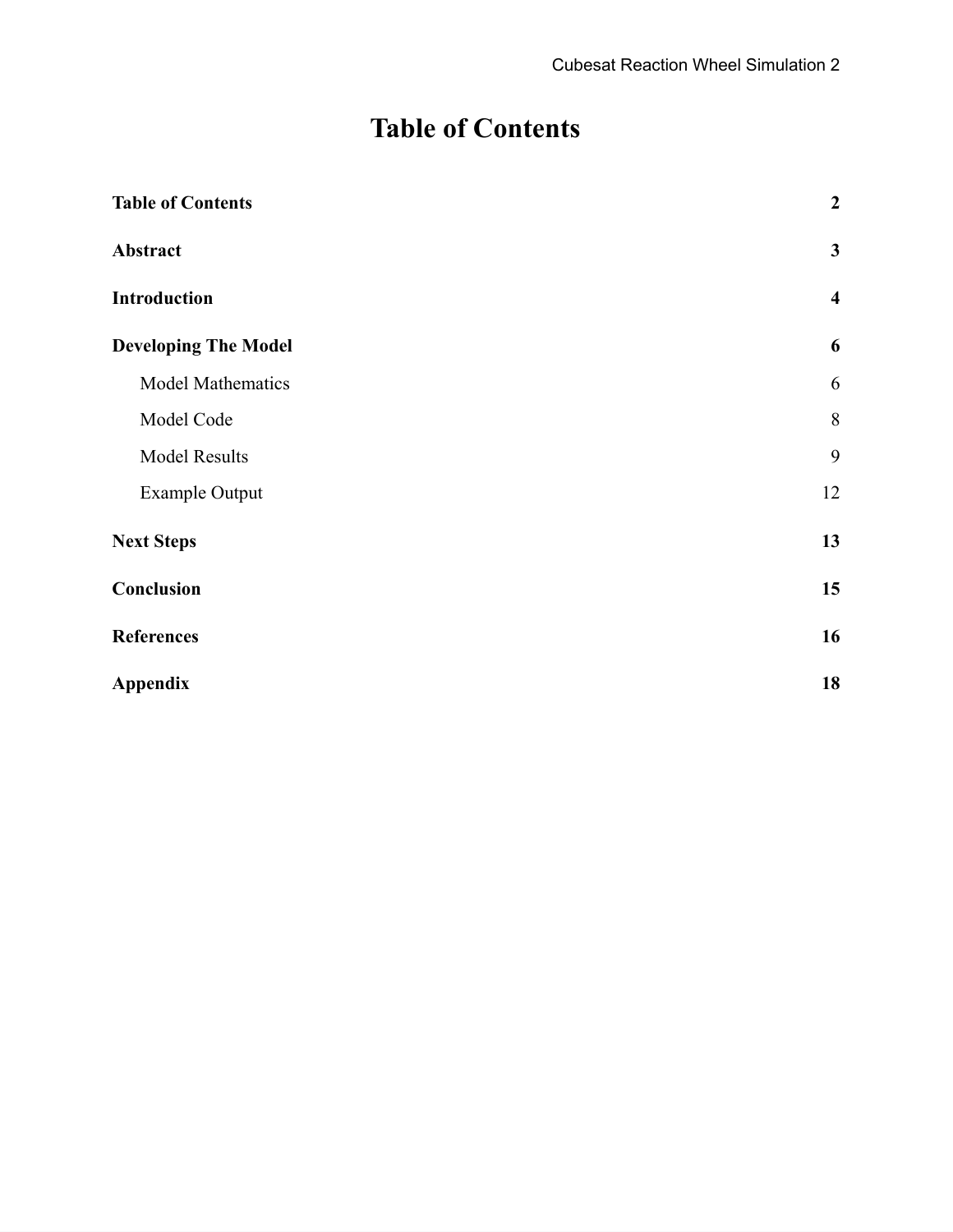# Table of Contents

| | |
|---|---|
| **Table of Contents** | **2** |
| **Abstract** | **3** |
| **Introduction** | **4** |
| **Developing The Model** | **6** |
| Model Mathematics | 6 |
| Model Code | 8 |
| Model Results | 9 |
| Example Output | 12 |
| **Next Steps** | **13** |
| **Conclusion** | **15** |
| **References** | **16** |
| **Appendix** | **18** |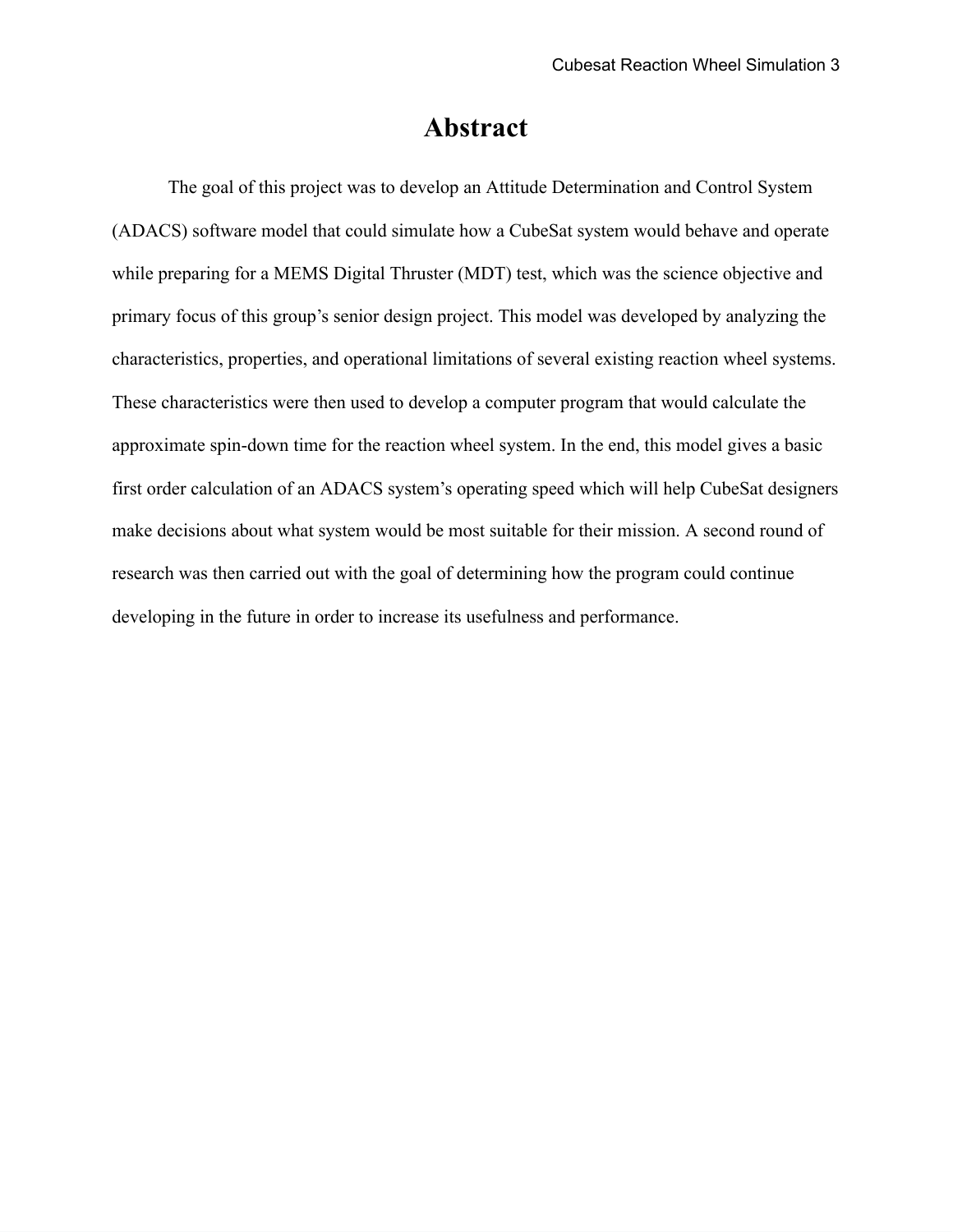# Abstract

The goal of this project was to develop an Attitude Determination and Control System (ADACS) software model that could simulate how a CubeSat system would behave and operate while preparing for a MEMS Digital Thruster (MDT) test, which was the science objective and primary focus of this group's senior design project. This model was developed by analyzing the characteristics, properties, and operational limitations of several existing reaction wheel systems. These characteristics were then used to develop a computer program that would calculate the approximate spin-down time for the reaction wheel system. In the end, this model gives a basic first order calculation of an ADACS system's operating speed which will help CubeSat designers make decisions about what system would be most suitable for their mission. A second round of research was then carried out with the goal of determining how the program could continue developing in the future in order to increase its usefulness and performance.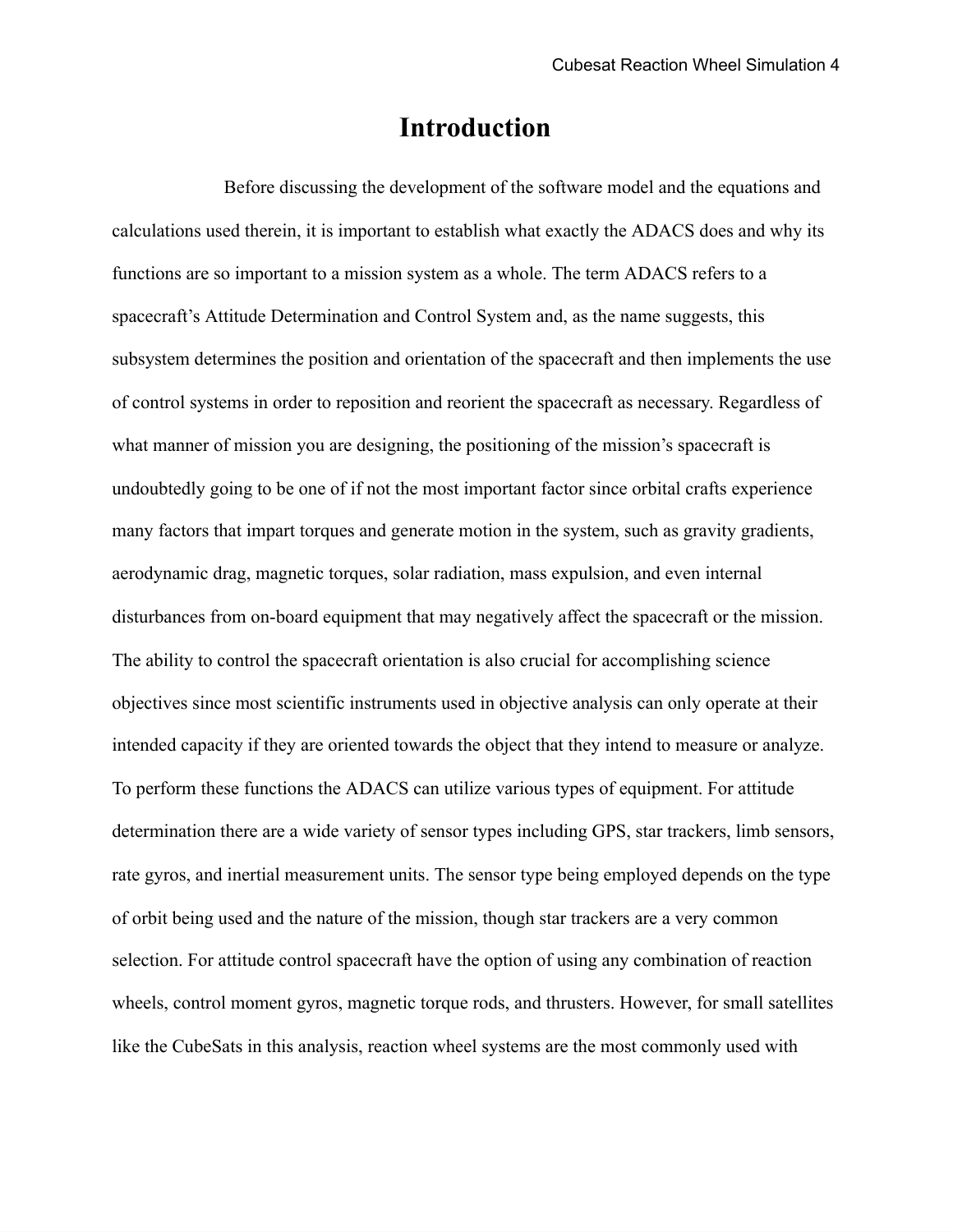# Introduction

Before discussing the development of the software model and the equations and calculations used therein, it is important to establish what exactly the ADACS does and why its functions are so important to a mission system as a whole. The term ADACS refers to a spacecraft's Attitude Determination and Control System and, as the name suggests, this subsystem determines the position and orientation of the spacecraft and then implements the use of control systems in order to reposition and reorient the spacecraft as necessary. Regardless of what manner of mission you are designing, the positioning of the mission's spacecraft is undoubtedly going to be one of if not the most important factor since orbital crafts experience many factors that impart torques and generate motion in the system, such as gravity gradients, aerodynamic drag, magnetic torques, solar radiation, mass expulsion, and even internal disturbances from on-board equipment that may negatively affect the spacecraft or the mission. The ability to control the spacecraft orientation is also crucial for accomplishing science objectives since most scientific instruments used in objective analysis can only operate at their intended capacity if they are oriented towards the object that they intend to measure or analyze. To perform these functions the ADACS can utilize various types of equipment. For attitude determination there are a wide variety of sensor types including GPS, star trackers, limb sensors, rate gyros, and inertial measurement units. The sensor type being employed depends on the type of orbit being used and the nature of the mission, though star trackers are a very common selection. For attitude control spacecraft have the option of using any combination of reaction wheels, control moment gyros, magnetic torque rods, and thrusters. However, for small satellites like the CubeSats in this analysis, reaction wheel systems are the most commonly used with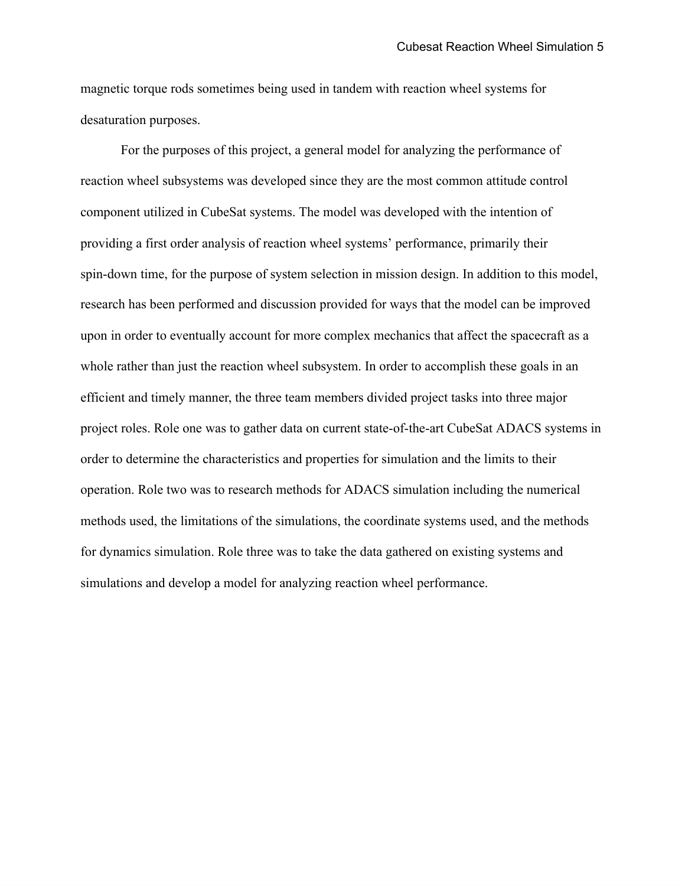magnetic torque rods sometimes being used in tandem with reaction wheel systems for desaturation purposes.

For the purposes of this project, a general model for analyzing the performance of reaction wheel subsystems was developed since they are the most common attitude control component utilized in CubeSat systems. The model was developed with the intention of providing a first order analysis of reaction wheel systems' performance, primarily their spin-down time, for the purpose of system selection in mission design. In addition to this model, research has been performed and discussion provided for ways that the model can be improved upon in order to eventually account for more complex mechanics that affect the spacecraft as a whole rather than just the reaction wheel subsystem. In order to accomplish these goals in an efficient and timely manner, the three team members divided project tasks into three major project roles. Role one was to gather data on current state-of-the-art CubeSat ADACS systems in order to determine the characteristics and properties for simulation and the limits to their operation. Role two was to research methods for ADACS simulation including the numerical methods used, the limitations of the simulations, the coordinate systems used, and the methods for dynamics simulation. Role three was to take the data gathered on existing systems and simulations and develop a model for analyzing reaction wheel performance.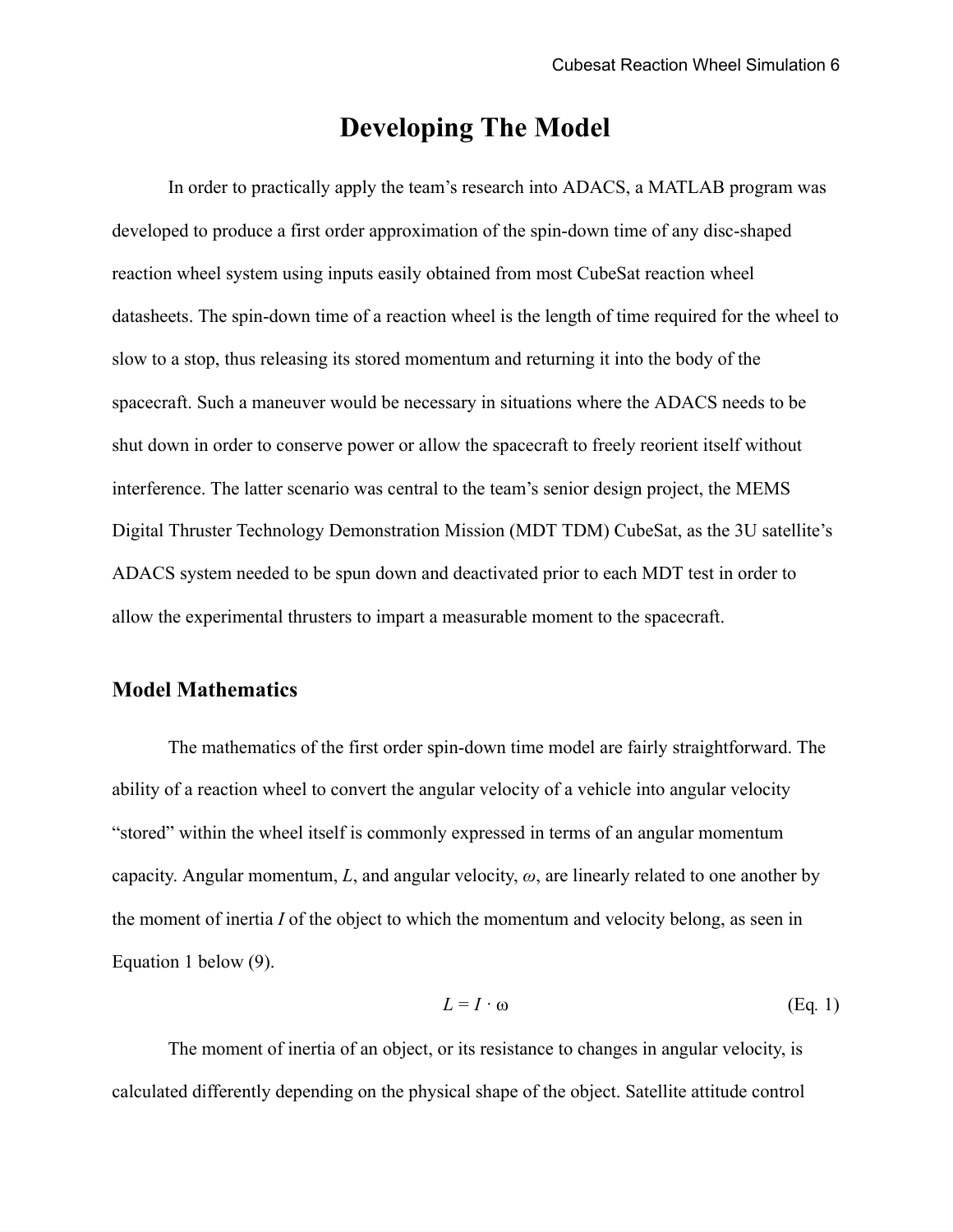# Developing The Model

In order to practically apply the team's research into ADACS, a MATLAB program was developed to produce a first order approximation of the spin-down time of any disc-shaped reaction wheel system using inputs easily obtained from most CubeSat reaction wheel datasheets. The spin-down time of a reaction wheel is the length of time required for the wheel to slow to a stop, thus releasing its stored momentum and returning it into the body of the spacecraft. Such a maneuver would be necessary in situations where the ADACS needs to be shut down in order to conserve power or allow the spacecraft to freely reorient itself without interference. The latter scenario was central to the team's senior design project, the MEMS Digital Thruster Technology Demonstration Mission (MDT TDM) CubeSat, as the 3U satellite's ADACS system needed to be spun down and deactivated prior to each MDT test in order to allow the experimental thrusters to impart a measurable moment to the spacecraft.

## Model Mathematics

The mathematics of the first order spin-down time model are fairly straightforward. The ability of a reaction wheel to convert the angular velocity of a vehicle into angular velocity "stored" within the wheel itself is commonly expressed in terms of an angular momentum capacity. Angular momentum, $L$, and angular velocity, $\omega$, are linearly related to one another by the moment of inertia $I$ of the object to which the momentum and velocity belong, as seen in Equation 1 below (9).

$$L = I \cdot \omega \qquad \text{(Eq. 1)}$$

The moment of inertia of an object, or its resistance to changes in angular velocity, is calculated differently depending on the physical shape of the object. Satellite attitude control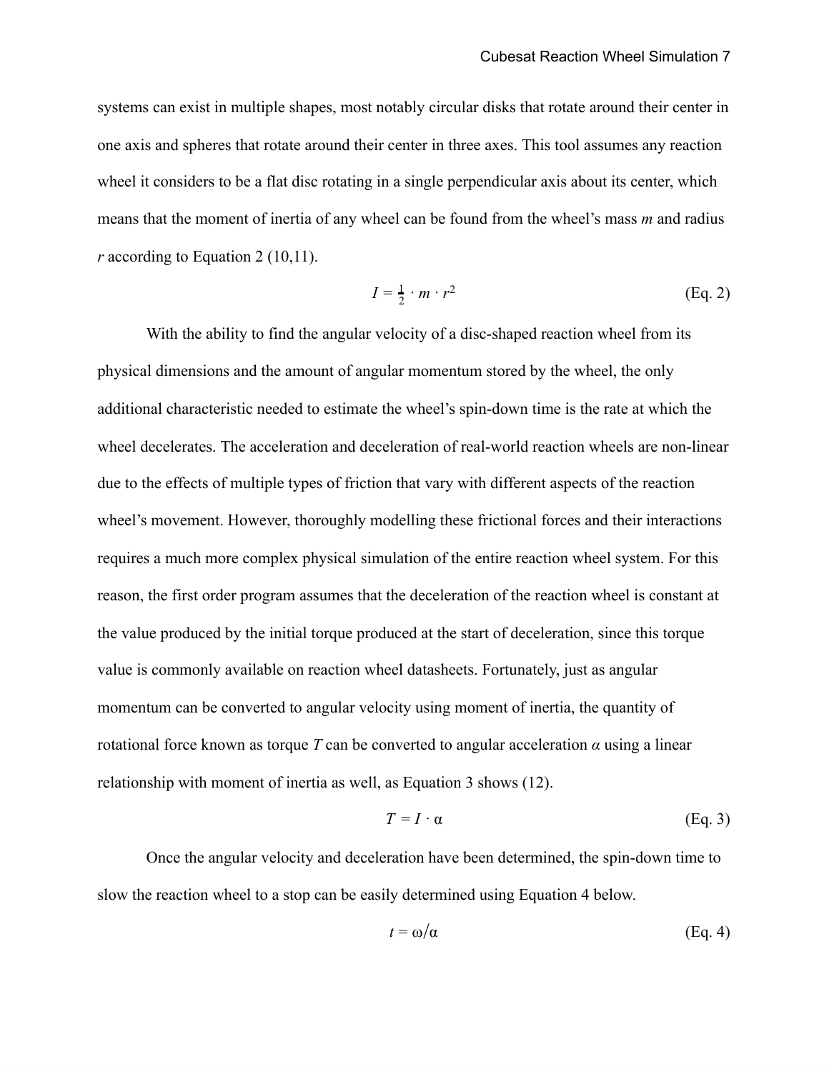systems can exist in multiple shapes, most notably circular disks that rotate around their center in one axis and spheres that rotate around their center in three axes. This tool assumes any reaction wheel it considers to be a flat disc rotating in a single perpendicular axis about its center, which means that the moment of inertia of any wheel can be found from the wheel's mass $m$ and radius $r$ according to Equation 2 (10,11).

$$I = \frac{1}{2} \cdot m \cdot r^2 \tag{Eq. 2}$$

With the ability to find the angular velocity of a disc-shaped reaction wheel from its physical dimensions and the amount of angular momentum stored by the wheel, the only additional characteristic needed to estimate the wheel's spin-down time is the rate at which the wheel decelerates. The acceleration and deceleration of real-world reaction wheels are non-linear due to the effects of multiple types of friction that vary with different aspects of the reaction wheel's movement. However, thoroughly modelling these frictional forces and their interactions requires a much more complex physical simulation of the entire reaction wheel system. For this reason, the first order program assumes that the deceleration of the reaction wheel is constant at the value produced by the initial torque produced at the start of deceleration, since this torque value is commonly available on reaction wheel datasheets. Fortunately, just as angular momentum can be converted to angular velocity using moment of inertia, the quantity of rotational force known as torque $T$ can be converted to angular acceleration $\alpha$ using a linear relationship with moment of inertia as well, as Equation 3 shows (12).

$$T = I \cdot \alpha \tag{Eq. 3}$$

Once the angular velocity and deceleration have been determined, the spin-down time to slow the reaction wheel to a stop can be easily determined using Equation 4 below.

$$t = \omega / \alpha \tag{Eq. 4}$$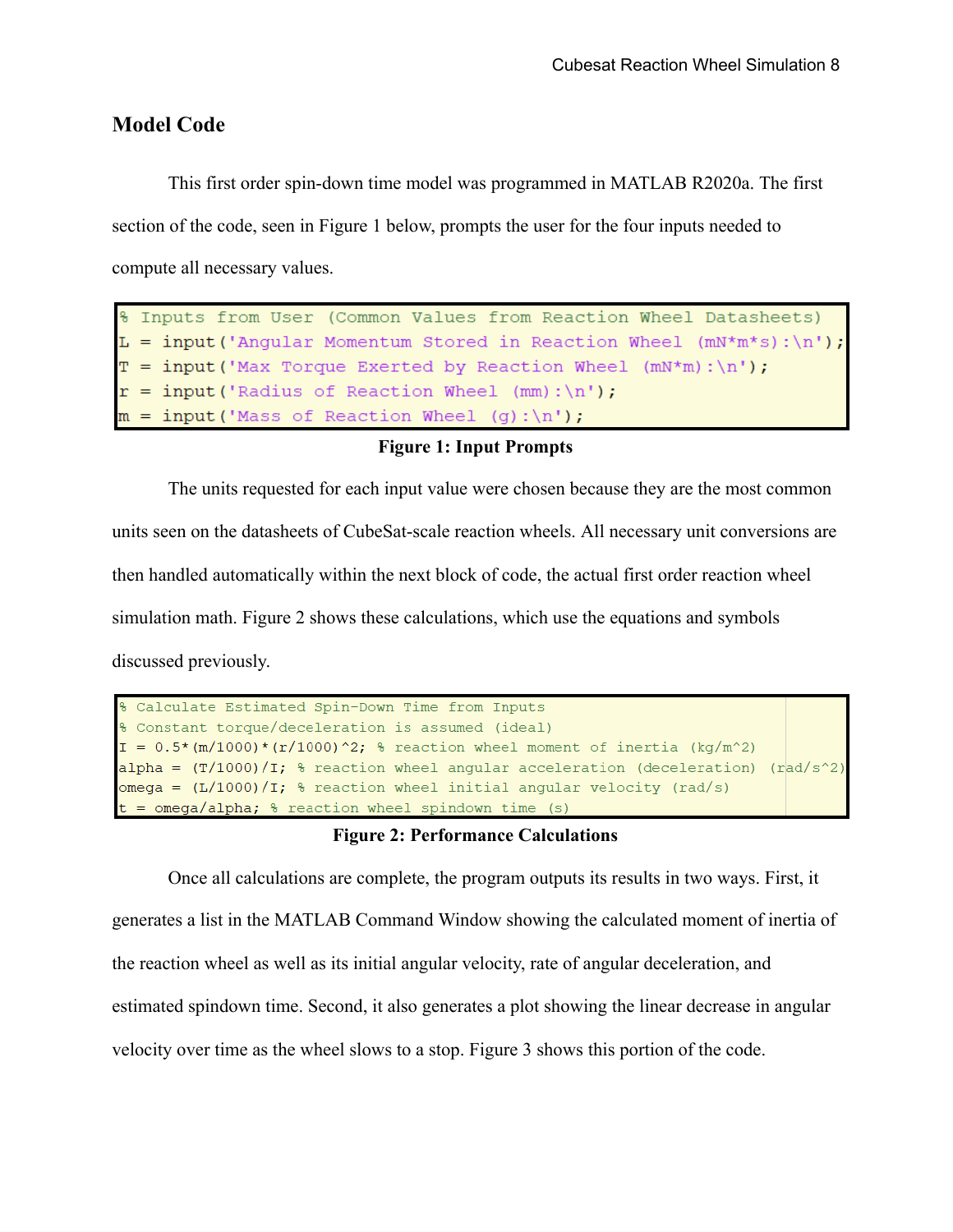## Model Code

This first order spin-down time model was programmed in MATLAB R2020a. The first section of the code, seen in Figure 1 below, prompts the user for the four inputs needed to compute all necessary values.

```
% Inputs from User (Common Values from Reaction Wheel Datasheets)
L = input('Angular Momentum Stored in Reaction Wheel (mN*m*s):\n');
T = input('Max Torque Exerted by Reaction Wheel (mN*m):\n');
r = input('Radius of Reaction Wheel (mm):\n');
m = input('Mass of Reaction Wheel (g):\n');
```

**Figure 1: Input Prompts**

The units requested for each input value were chosen because they are the most common units seen on the datasheets of CubeSat-scale reaction wheels. All necessary unit conversions are then handled automatically within the next block of code, the actual first order reaction wheel simulation math. Figure 2 shows these calculations, which use the equations and symbols discussed previously.

```
% Calculate Estimated Spin-Down Time from Inputs
% Constant torque/deceleration is assumed (ideal)
I = 0.5*(m/1000)*(r/1000)^2; % reaction wheel moment of inertia (kg/m^2)
alpha = (T/1000)/I; % reaction wheel angular acceleration (deceleration) (rad/s^2)
omega = (L/1000)/I; % reaction wheel initial angular velocity (rad/s)
t = omega/alpha; % reaction wheel spindown time (s)
```

**Figure 2: Performance Calculations**

Once all calculations are complete, the program outputs its results in two ways. First, it generates a list in the MATLAB Command Window showing the calculated moment of inertia of the reaction wheel as well as its initial angular velocity, rate of angular deceleration, and estimated spindown time. Second, it also generates a plot showing the linear decrease in angular velocity over time as the wheel slows to a stop. Figure 3 shows this portion of the code.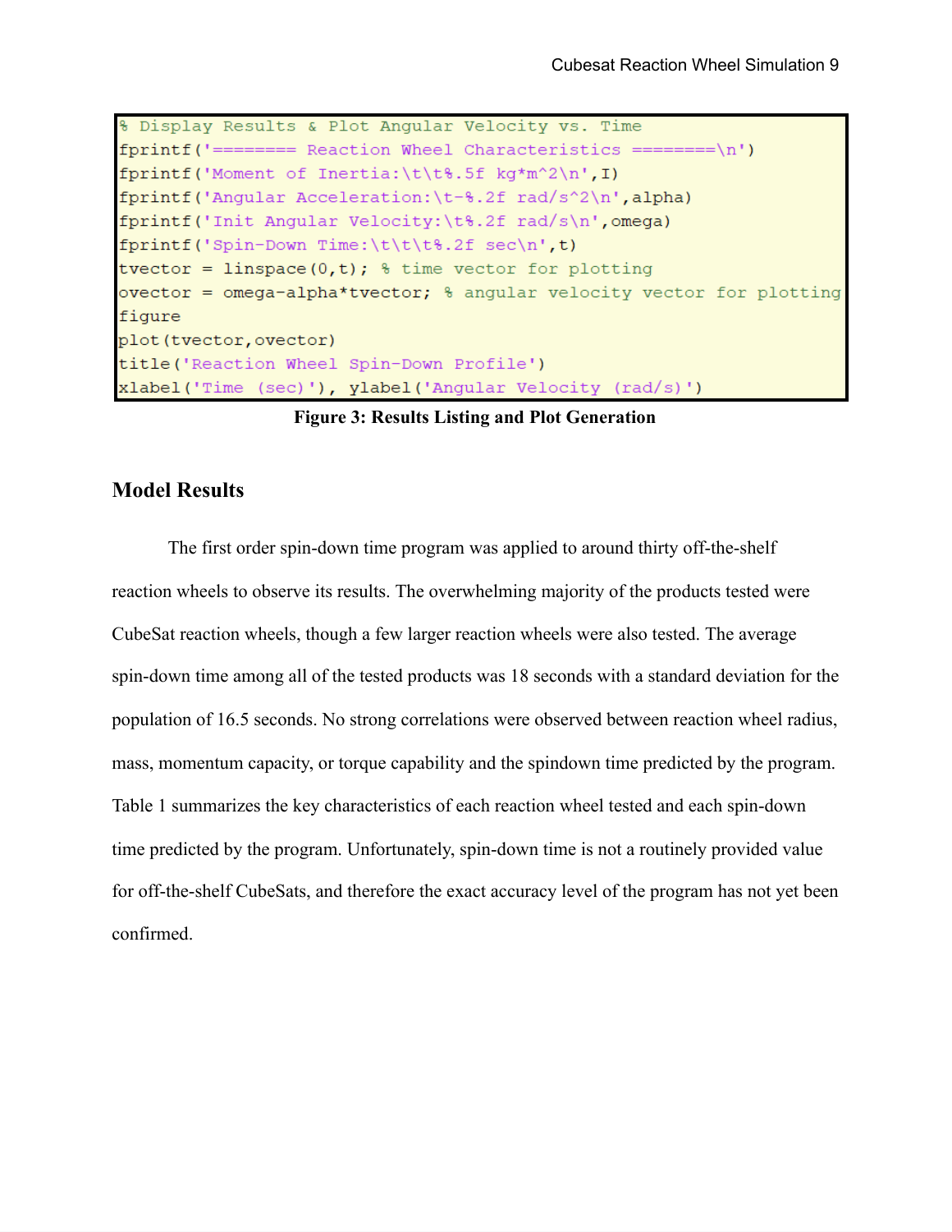```
% Display Results & Plot Angular Velocity vs. Time
fprintf('======== Reaction Wheel Characteristics ========\n')
fprintf('Moment of Inertia:\t\t%.5f kg*m^2\n',I)
fprintf('Angular Acceleration:\t-%.2f rad/s^2\n',alpha)
fprintf('Init Angular Velocity:\t%.2f rad/s\n',omega)
fprintf('Spin-Down Time:\t\t\t%.2f sec\n',t)
tvector = linspace(0,t); % time vector for plotting
ovector = omega-alpha*tvector; % angular velocity vector for plotting
figure
plot(tvector,ovector)
title('Reaction Wheel Spin-Down Profile')
xlabel('Time (sec)'), ylabel('Angular Velocity (rad/s)')
```

**Figure 3: Results Listing and Plot Generation**

## Model Results

The first order spin-down time program was applied to around thirty off-the-shelf reaction wheels to observe its results. The overwhelming majority of the products tested were CubeSat reaction wheels, though a few larger reaction wheels were also tested. The average spin-down time among all of the tested products was 18 seconds with a standard deviation for the population of 16.5 seconds. No strong correlations were observed between reaction wheel radius, mass, momentum capacity, or torque capability and the spindown time predicted by the program. Table 1 summarizes the key characteristics of each reaction wheel tested and each spin-down time predicted by the program. Unfortunately, spin-down time is not a routinely provided value for off-the-shelf CubeSats, and therefore the exact accuracy level of the program has not yet been confirmed.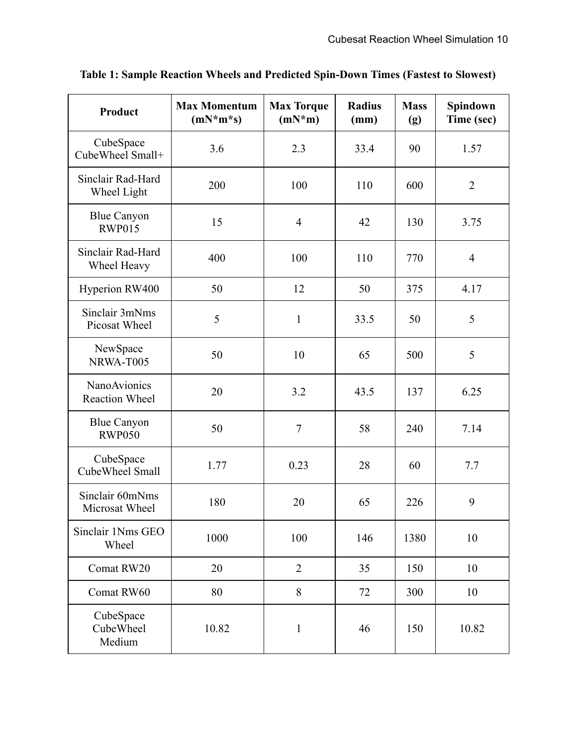**Table 1: Sample Reaction Wheels and Predicted Spin-Down Times (Fastest to Slowest)**

| Product | Max Momentum (mN*m*s) | Max Torque (mN*m) | Radius (mm) | Mass (g) | Spindown Time (sec) |
|---|---|---|---|---|---|
| CubeSpace CubeWheel Small+ | 3.6 | 2.3 | 33.4 | 90 | 1.57 |
| Sinclair Rad-Hard Wheel Light | 200 | 100 | 110 | 600 | 2 |
| Blue Canyon RWP015 | 15 | 4 | 42 | 130 | 3.75 |
| Sinclair Rad-Hard Wheel Heavy | 400 | 100 | 110 | 770 | 4 |
| Hyperion RW400 | 50 | 12 | 50 | 375 | 4.17 |
| Sinclair 3mNms Picosat Wheel | 5 | 1 | 33.5 | 50 | 5 |
| NewSpace NRWA-T005 | 50 | 10 | 65 | 500 | 5 |
| NanoAvionics Reaction Wheel | 20 | 3.2 | 43.5 | 137 | 6.25 |
| Blue Canyon RWP050 | 50 | 7 | 58 | 240 | 7.14 |
| CubeSpace CubeWheel Small | 1.77 | 0.23 | 28 | 60 | 7.7 |
| Sinclair 60mNms Microsat Wheel | 180 | 20 | 65 | 226 | 9 |
| Sinclair 1Nms GEO Wheel | 1000 | 100 | 146 | 1380 | 10 |
| Comat RW20 | 20 | 2 | 35 | 150 | 10 |
| Comat RW60 | 80 | 8 | 72 | 300 | 10 |
| CubeSpace CubeWheel Medium | 10.82 | 1 | 46 | 150 | 10.82 |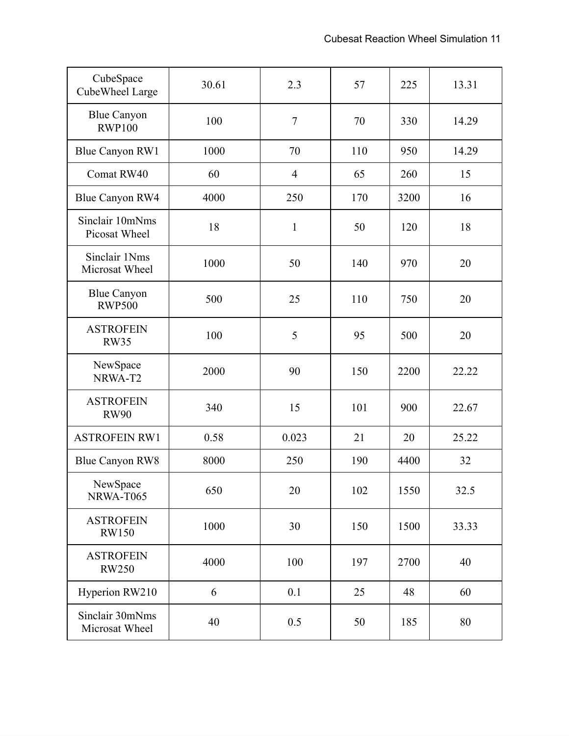| | | | | | |
|---|---|---|---|---|---|
| CubeSpace CubeWheel Large | 30.61 | 2.3 | 57 | 225 | 13.31 |
| Blue Canyon RWP100 | 100 | 7 | 70 | 330 | 14.29 |
| Blue Canyon RW1 | 1000 | 70 | 110 | 950 | 14.29 |
| Comat RW40 | 60 | 4 | 65 | 260 | 15 |
| Blue Canyon RW4 | 4000 | 250 | 170 | 3200 | 16 |
| Sinclair 10mNms Picosat Wheel | 18 | 1 | 50 | 120 | 18 |
| Sinclair 1Nms Microsat Wheel | 1000 | 50 | 140 | 970 | 20 |
| Blue Canyon RWP500 | 500 | 25 | 110 | 750 | 20 |
| ASTROFEIN RW35 | 100 | 5 | 95 | 500 | 20 |
| NewSpace NRWA-T2 | 2000 | 90 | 150 | 2200 | 22.22 |
| ASTROFEIN RW90 | 340 | 15 | 101 | 900 | 22.67 |
| ASTROFEIN RW1 | 0.58 | 0.023 | 21 | 20 | 25.22 |
| Blue Canyon RW8 | 8000 | 250 | 190 | 4400 | 32 |
| NewSpace NRWA-T065 | 650 | 20 | 102 | 1550 | 32.5 |
| ASTROFEIN RW150 | 1000 | 30 | 150 | 1500 | 33.33 |
| ASTROFEIN RW250 | 4000 | 100 | 197 | 2700 | 40 |
| Hyperion RW210 | 6 | 0.1 | 25 | 48 | 60 |
| Sinclair 30mNms Microsat Wheel | 40 | 0.5 | 50 | 185 | 80 |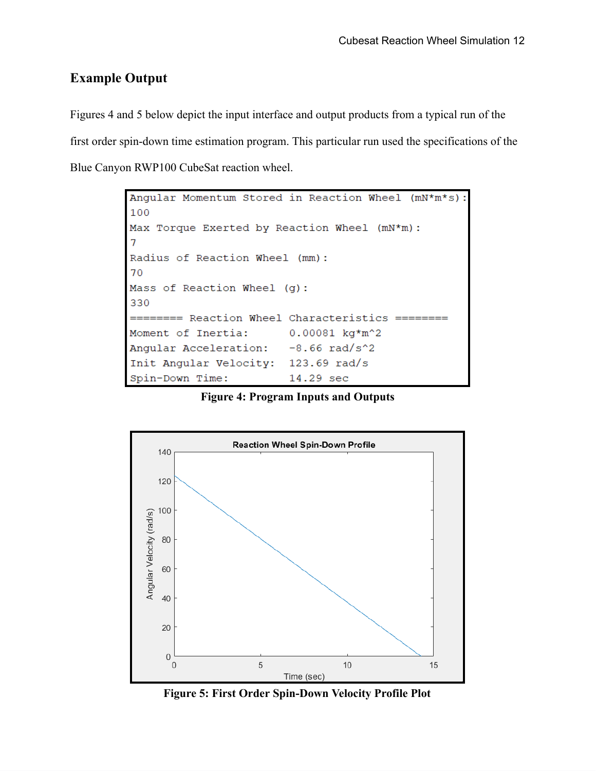## Example Output

Figures 4 and 5 below depict the input interface and output products from a typical run of the first order spin-down time estimation program. This particular run used the specifications of the Blue Canyon RWP100 CubeSat reaction wheel.

```
Angular Momentum Stored in Reaction Wheel (mN*m*s):
100
Max Torque Exerted by Reaction Wheel (mN*m):
7
Radius of Reaction Wheel (mm):
70
Mass of Reaction Wheel (g):
330
======== Reaction Wheel Characteristics ========
Moment of Inertia:       0.00081 kg*m^2
Angular Acceleration:    -8.66 rad/s^2
Init Angular Velocity:   123.69 rad/s
Spin-Down Time:          14.29 sec
```

**Figure 4: Program Inputs and Outputs**

**Figure 5: First Order Spin-Down Velocity Profile Plot**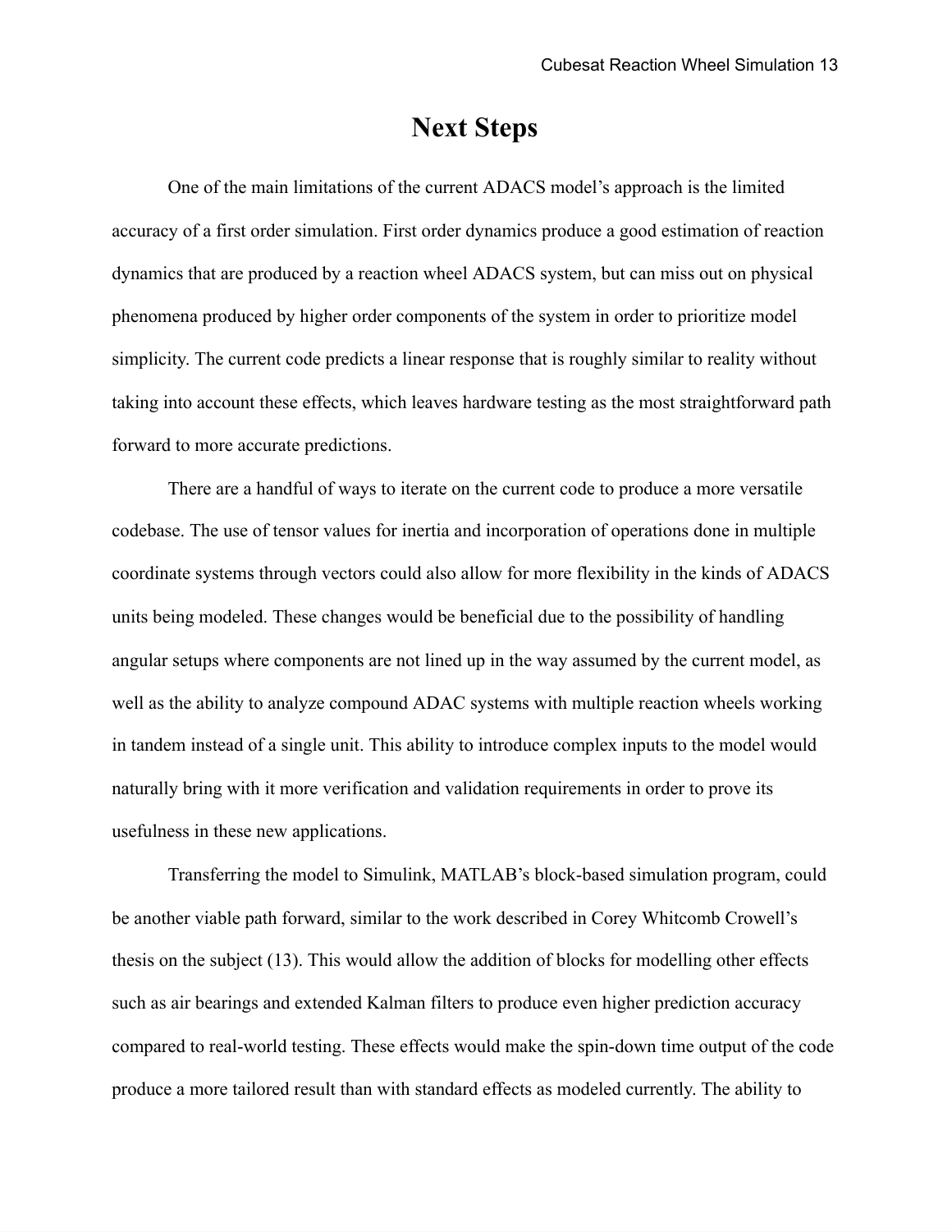# Next Steps

One of the main limitations of the current ADACS model's approach is the limited accuracy of a first order simulation. First order dynamics produce a good estimation of reaction dynamics that are produced by a reaction wheel ADACS system, but can miss out on physical phenomena produced by higher order components of the system in order to prioritize model simplicity. The current code predicts a linear response that is roughly similar to reality without taking into account these effects, which leaves hardware testing as the most straightforward path forward to more accurate predictions.

There are a handful of ways to iterate on the current code to produce a more versatile codebase. The use of tensor values for inertia and incorporation of operations done in multiple coordinate systems through vectors could also allow for more flexibility in the kinds of ADACS units being modeled. These changes would be beneficial due to the possibility of handling angular setups where components are not lined up in the way assumed by the current model, as well as the ability to analyze compound ADAC systems with multiple reaction wheels working in tandem instead of a single unit. This ability to introduce complex inputs to the model would naturally bring with it more verification and validation requirements in order to prove its usefulness in these new applications.

Transferring the model to Simulink, MATLAB's block-based simulation program, could be another viable path forward, similar to the work described in Corey Whitcomb Crowell's thesis on the subject (13). This would allow the addition of blocks for modelling other effects such as air bearings and extended Kalman filters to produce even higher prediction accuracy compared to real-world testing. These effects would make the spin-down time output of the code produce a more tailored result than with standard effects as modeled currently. The ability to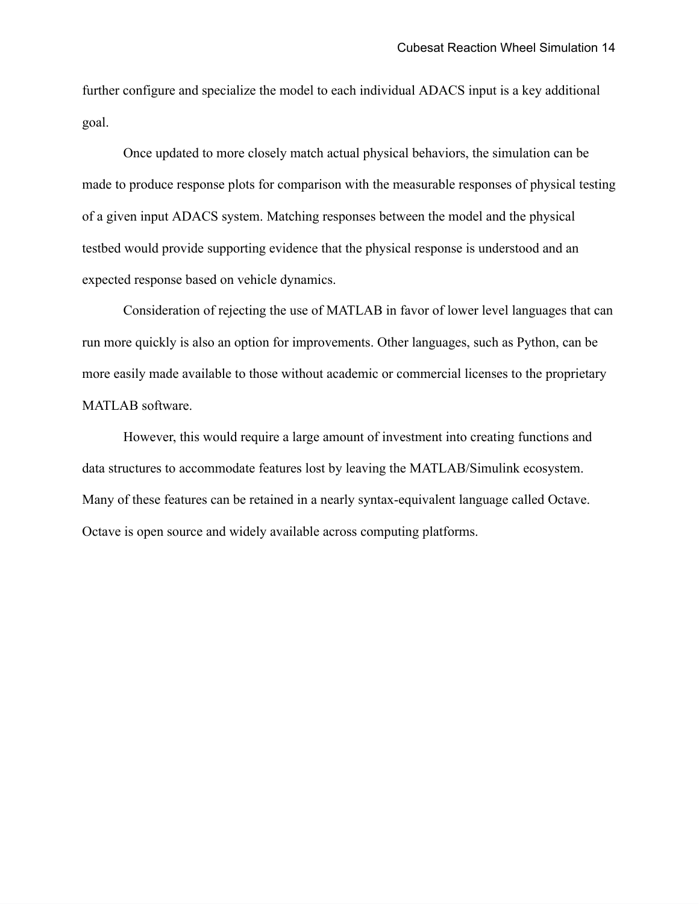further configure and specialize the model to each individual ADACS input is a key additional goal.

Once updated to more closely match actual physical behaviors, the simulation can be made to produce response plots for comparison with the measurable responses of physical testing of a given input ADACS system. Matching responses between the model and the physical testbed would provide supporting evidence that the physical response is understood and an expected response based on vehicle dynamics.

Consideration of rejecting the use of MATLAB in favor of lower level languages that can run more quickly is also an option for improvements. Other languages, such as Python, can be more easily made available to those without academic or commercial licenses to the proprietary MATLAB software.

However, this would require a large amount of investment into creating functions and data structures to accommodate features lost by leaving the MATLAB/Simulink ecosystem. Many of these features can be retained in a nearly syntax-equivalent language called Octave. Octave is open source and widely available across computing platforms.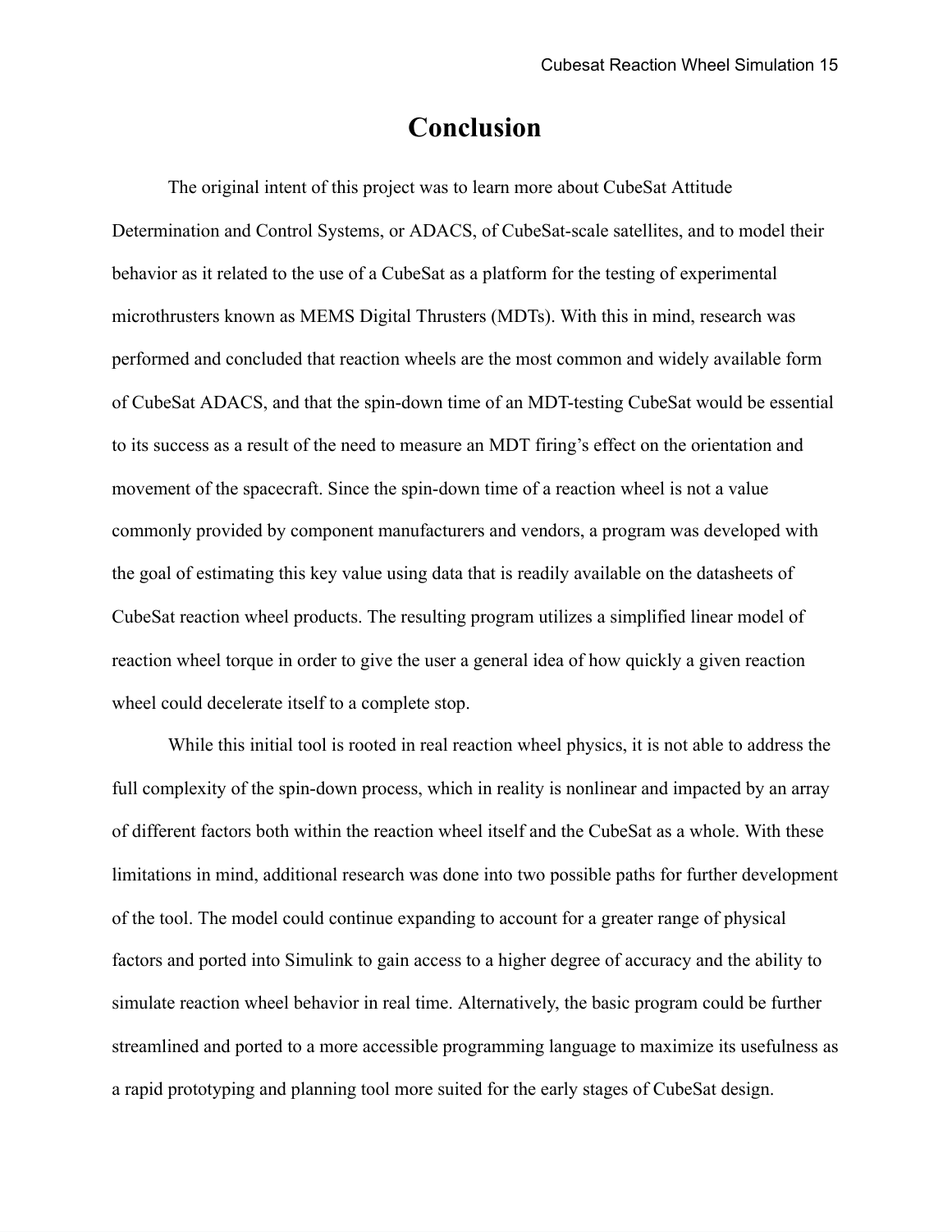# Conclusion

The original intent of this project was to learn more about CubeSat Attitude Determination and Control Systems, or ADACS, of CubeSat-scale satellites, and to model their behavior as it related to the use of a CubeSat as a platform for the testing of experimental microthrusters known as MEMS Digital Thrusters (MDTs). With this in mind, research was performed and concluded that reaction wheels are the most common and widely available form of CubeSat ADACS, and that the spin-down time of an MDT-testing CubeSat would be essential to its success as a result of the need to measure an MDT firing's effect on the orientation and movement of the spacecraft. Since the spin-down time of a reaction wheel is not a value commonly provided by component manufacturers and vendors, a program was developed with the goal of estimating this key value using data that is readily available on the datasheets of CubeSat reaction wheel products. The resulting program utilizes a simplified linear model of reaction wheel torque in order to give the user a general idea of how quickly a given reaction wheel could decelerate itself to a complete stop.

While this initial tool is rooted in real reaction wheel physics, it is not able to address the full complexity of the spin-down process, which in reality is nonlinear and impacted by an array of different factors both within the reaction wheel itself and the CubeSat as a whole. With these limitations in mind, additional research was done into two possible paths for further development of the tool. The model could continue expanding to account for a greater range of physical factors and ported into Simulink to gain access to a higher degree of accuracy and the ability to simulate reaction wheel behavior in real time. Alternatively, the basic program could be further streamlined and ported to a more accessible programming language to maximize its usefulness as a rapid prototyping and planning tool more suited for the early stages of CubeSat design.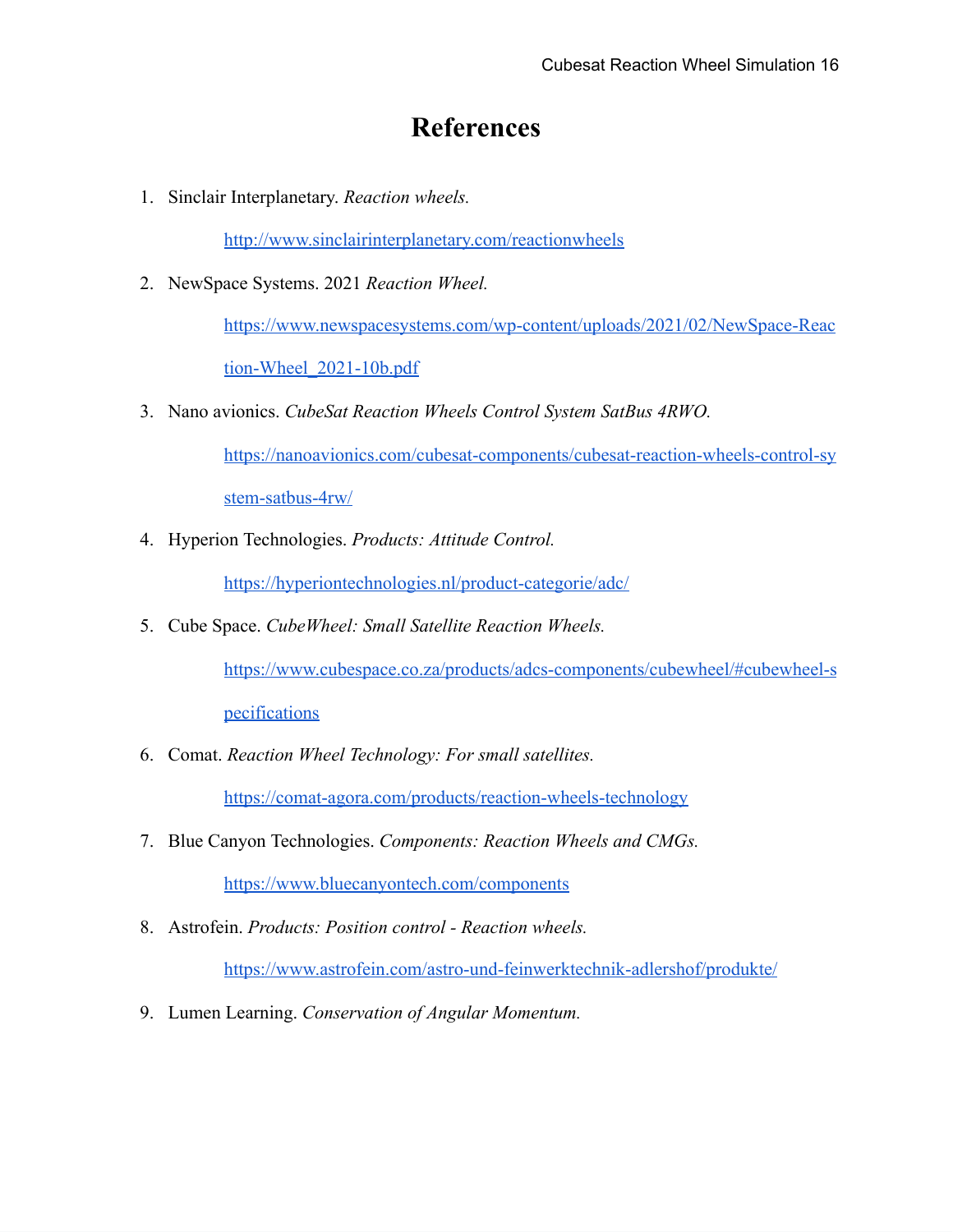# References

1. Sinclair Interplanetary. *Reaction wheels.*

   http://www.sinclairinterplanetary.com/reactionwheels

2. NewSpace Systems. 2021 *Reaction Wheel.*

   https://www.newspacesystems.com/wp-content/uploads/2021/02/NewSpace-Reaction-Wheel_2021-10b.pdf

3. Nano avionics. *CubeSat Reaction Wheels Control System SatBus 4RWO.*

   https://nanoavionics.com/cubesat-components/cubesat-reaction-wheels-control-system-satbus-4rw/

4. Hyperion Technologies. *Products: Attitude Control.*

   https://hyperiontechnologies.nl/product-categorie/adc/

5. Cube Space. *CubeWheel: Small Satellite Reaction Wheels.*

   https://www.cubespace.co.za/products/adcs-components/cubewheel/#cubewheel-specifications

6. Comat. *Reaction Wheel Technology: For small satellites.*

   https://comat-agora.com/products/reaction-wheels-technology

7. Blue Canyon Technologies. *Components: Reaction Wheels and CMGs.*

   https://www.bluecanyontech.com/components

8. Astrofein. *Products: Position control - Reaction wheels.*

   https://www.astrofein.com/astro-und-feinwerktechnik-adlershof/produkte/

9. Lumen Learning. *Conservation of Angular Momentum.*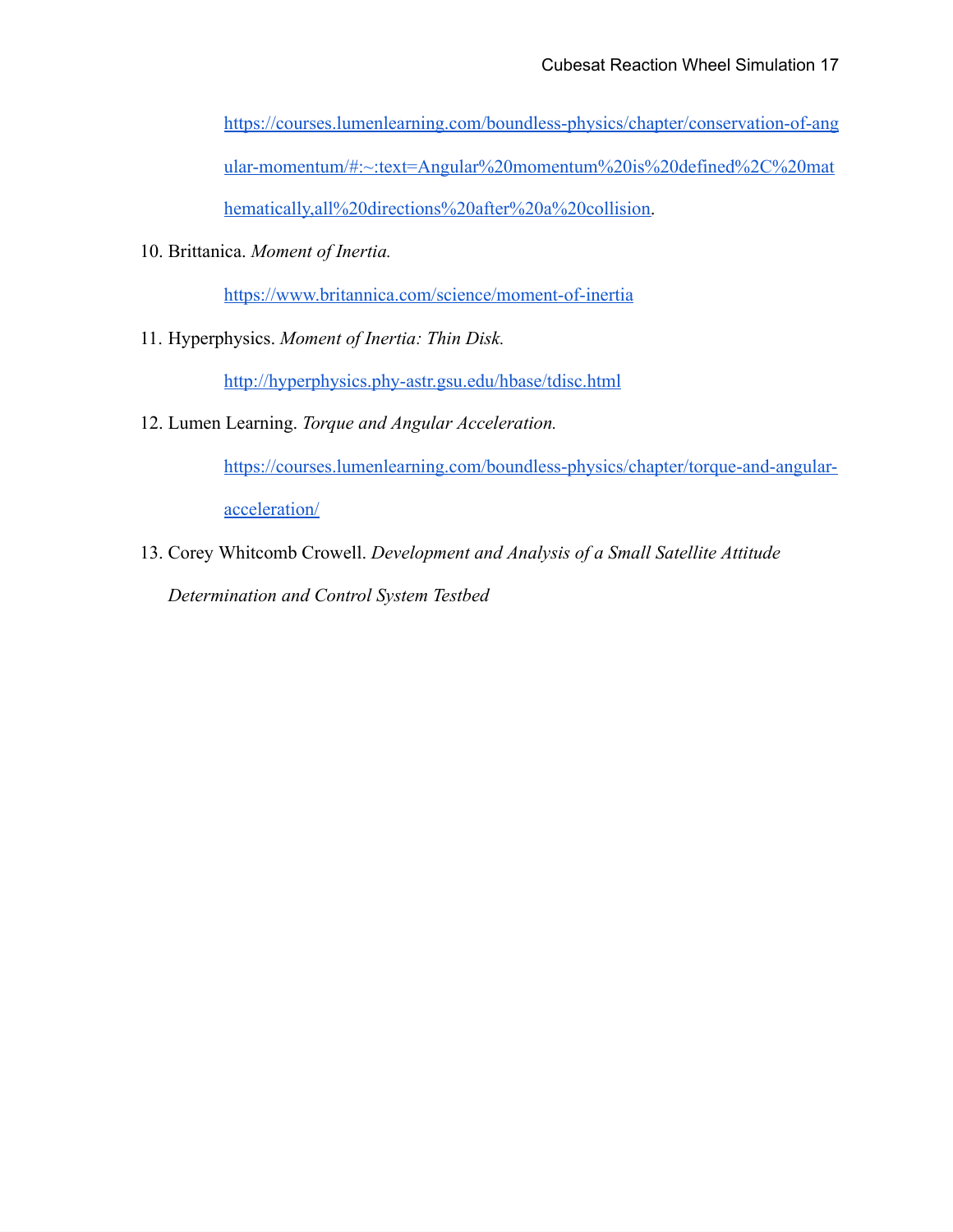https://courses.lumenlearning.com/boundless-physics/chapter/conservation-of-angular-momentum/#:~:text=Angular%20momentum%20is%20defined%2C%20mathematically,all%20directions%20after%20a%20collision.

10. Brittanica. *Moment of Inertia.*

    https://www.britannica.com/science/moment-of-inertia

11. Hyperphysics. *Moment of Inertia: Thin Disk.*

    http://hyperphysics.phy-astr.gsu.edu/hbase/tdisc.html

12. Lumen Learning. *Torque and Angular Acceleration.*

    https://courses.lumenlearning.com/boundless-physics/chapter/torque-and-angular-acceleration/

13. Corey Whitcomb Crowell. *Development and Analysis of a Small Satellite Attitude Determination and Control System Testbed*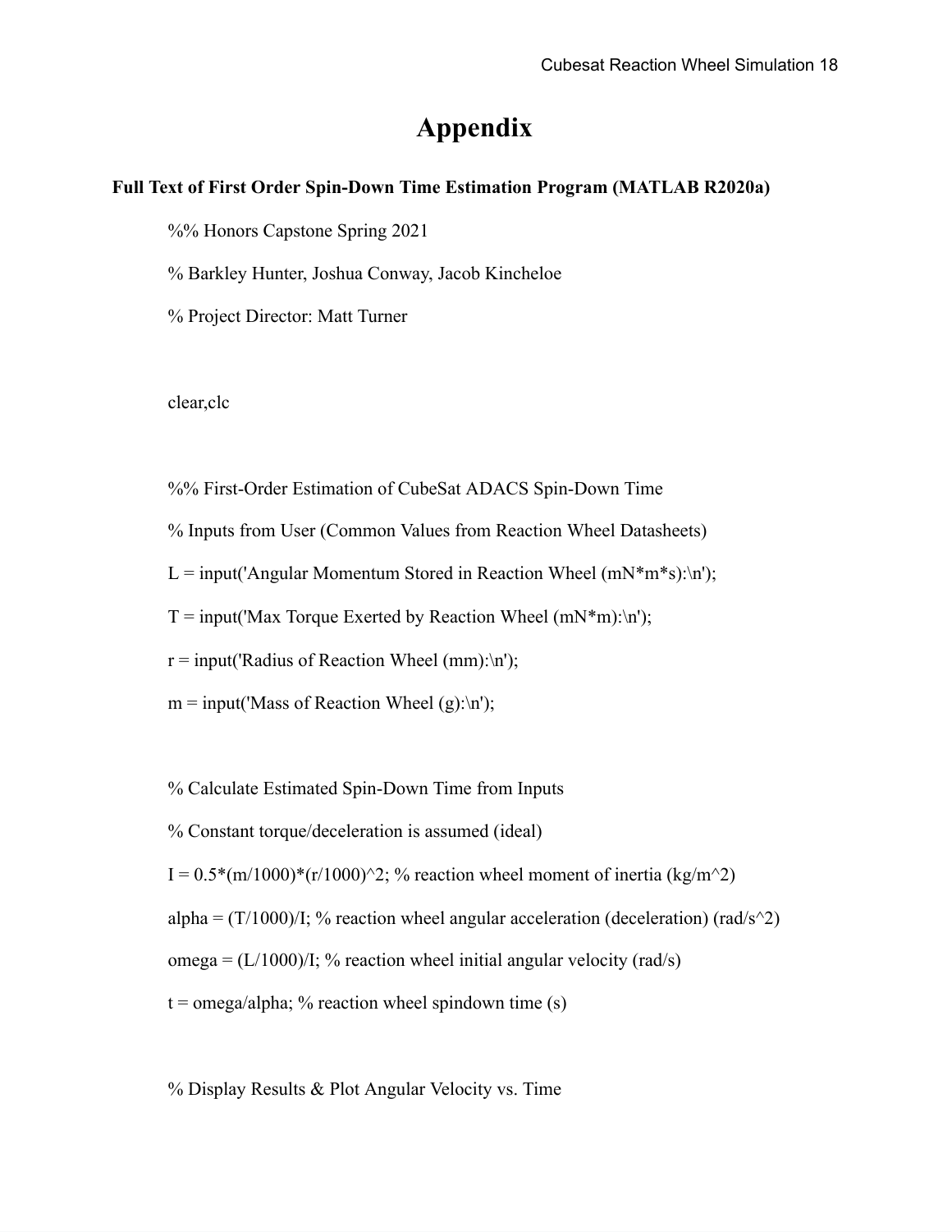# Appendix

**Full Text of First Order Spin-Down Time Estimation Program (MATLAB R2020a)**

```
%% Honors Capstone Spring 2021

% Barkley Hunter, Joshua Conway, Jacob Kincheloe

% Project Director: Matt Turner


clear,clc


%% First-Order Estimation of CubeSat ADACS Spin-Down Time

% Inputs from User (Common Values from Reaction Wheel Datasheets)

L = input('Angular Momentum Stored in Reaction Wheel (mN*m*s):\n');

T = input('Max Torque Exerted by Reaction Wheel (mN*m):\n');

r = input('Radius of Reaction Wheel (mm):\n');

m = input('Mass of Reaction Wheel (g):\n');


% Calculate Estimated Spin-Down Time from Inputs

% Constant torque/deceleration is assumed (ideal)

I = 0.5*(m/1000)*(r/1000)^2; % reaction wheel moment of inertia (kg/m^2)

alpha = (T/1000)/I; % reaction wheel angular acceleration (deceleration) (rad/s^2)

omega = (L/1000)/I; % reaction wheel initial angular velocity (rad/s)

t = omega/alpha; % reaction wheel spindown time (s)


% Display Results & Plot Angular Velocity vs. Time
```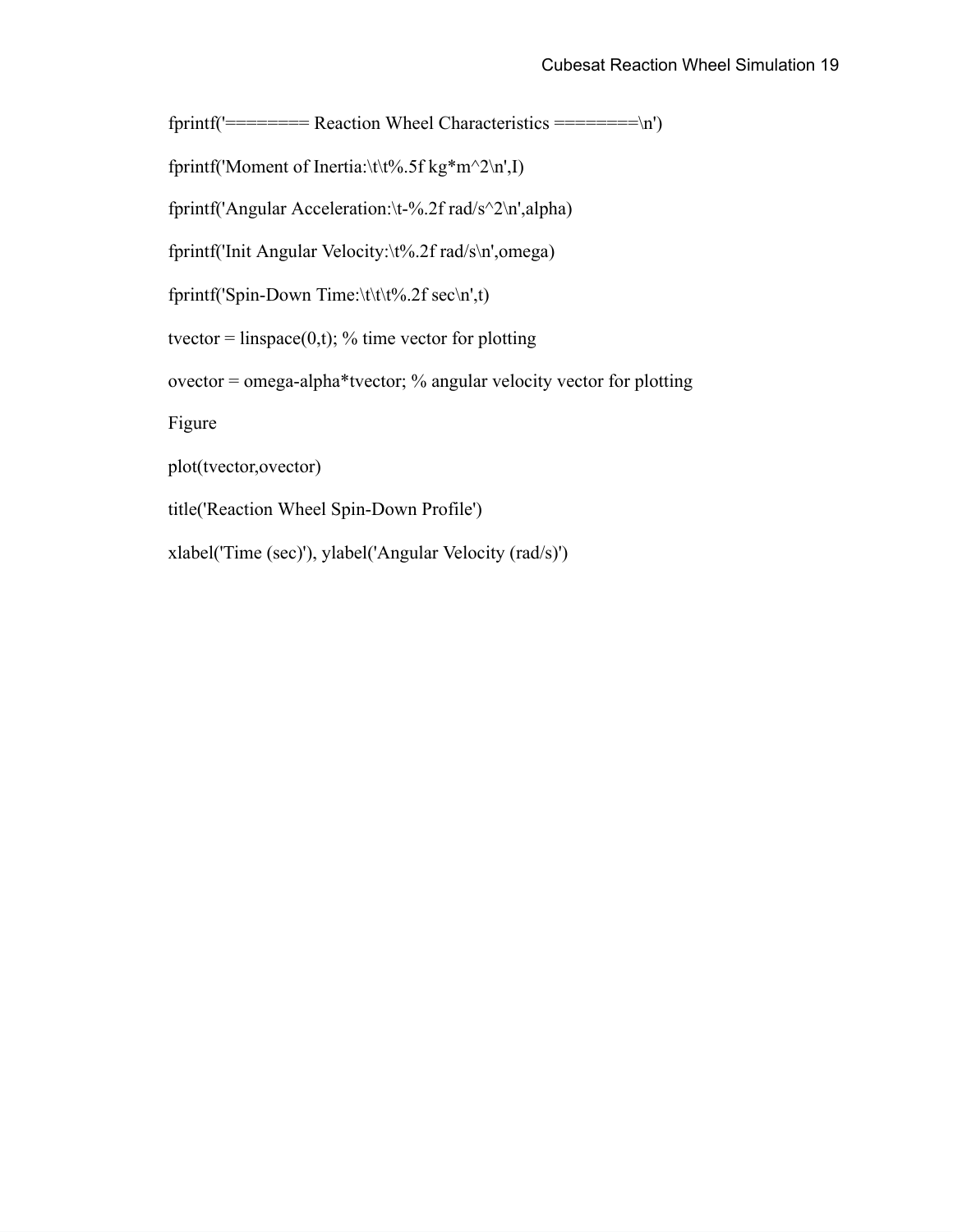```
fprintf('======== Reaction Wheel Characteristics ========\n')
fprintf('Moment of Inertia:\t\t%.5f kg*m^2\n',I)
fprintf('Angular Acceleration:\t-%.2f rad/s^2\n',alpha)
fprintf('Init Angular Velocity:\t%.2f rad/s\n',omega)
fprintf('Spin-Down Time:\t\t\t%.2f sec\n',t)
tvector = linspace(0,t); % time vector for plotting
ovector = omega-alpha*tvector; % angular velocity vector for plotting
Figure
plot(tvector,ovector)
title('Reaction Wheel Spin-Down Profile')
xlabel('Time (sec)'), ylabel('Angular Velocity (rad/s)')
```